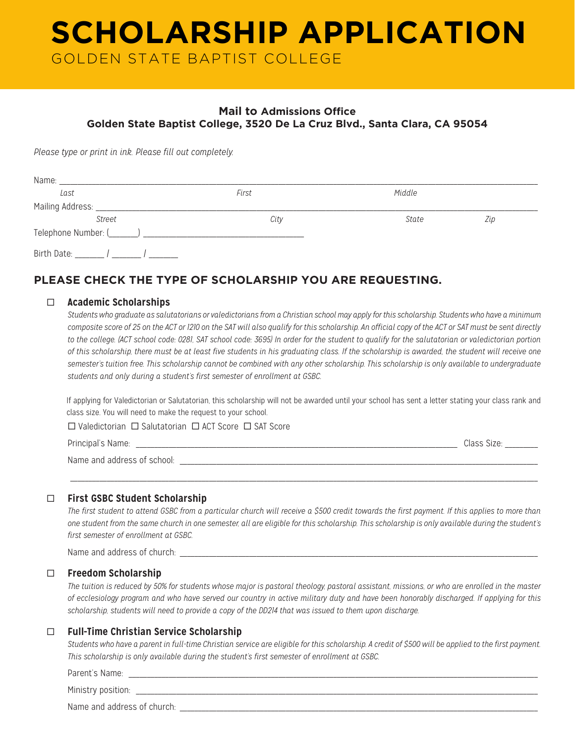# SCHOLARSHIP APPLICATION

GOLDEN STATE BAPTIST COLLEGE

**Mail to Admissions Office**
**Golden State Baptist College, 3520 De La Cruz Blvd., Santa Clara, CA 95054**

*Please type or print in ink. Please fill out completely.*

Name: ___________________________________________________________________________
*Last* *First* *Middle*

Mailing Address: ____________________________________________________________________
*Street* *City* *State* *Zip*

Telephone Number: (______) ______________________________

Birth Date: ______ / ______ / ______

## PLEASE CHECK THE TYPE OF SCHOLARSHIP YOU ARE REQUESTING.

☐ **Academic Scholarships**

*Students who graduate as salutatorians or valedictorians from a Christian school may apply for this scholarship. Students who have a minimum composite score of 25 on the ACT or 1210 on the SAT will also qualify for this scholarship. An official copy of the ACT or SAT must be sent directly to the college. (ACT school code: 0281, SAT school code: 3695) In order for the student to qualify for the salutatorian or valedictorian portion of this scholarship, there must be at least five students in his graduating class. If the scholarship is awarded, the student will receive one semester's tuition free. This scholarship cannot be combined with any other scholarship. This scholarship is only available to undergraduate students and only during a student's first semester of enrollment at GSBC.*

If applying for Valedictorian or Salutatorian, this scholarship will not be awarded until your school has sent a letter stating your class rank and class size. You will need to make the request to your school.

☐ Valedictorian ☐ Salutatorian ☐ ACT Score ☐ SAT Score

Principal's Name: ___________________________________________________ Class Size: _______

Name and address of school: ________________________________________________________

_____________________________________________________________________________

☐ **First GSBC Student Scholarship**

*The first student to attend GSBC from a particular church will receive a $500 credit towards the first payment. If this applies to more than one student from the same church in one semester, all are eligible for this scholarship. This scholarship is only available during the student's first semester of enrollment at GSBC.*

Name and address of church: ________________________________________________________

☐ **Freedom Scholarship**

*The tuition is reduced by 50% for students whose major is pastoral theology, pastoral assistant, missions, or who are enrolled in the master of ecclesiology program and who have served our country in active military duty and have been honorably discharged. If applying for this scholarship, students will need to provide a copy of the DD214 that was issued to them upon discharge.*

☐ **Full-Time Christian Service Scholarship**

*Students who have a parent in full-time Christian service are eligible for this scholarship. A credit of $500 will be applied to the first payment. This scholarship is only available during the student's first semester of enrollment at GSBC.*

Parent's Name: ____________________________________________________________________

Ministry position: __________________________________________________________________

Name and address of church: ________________________________________________________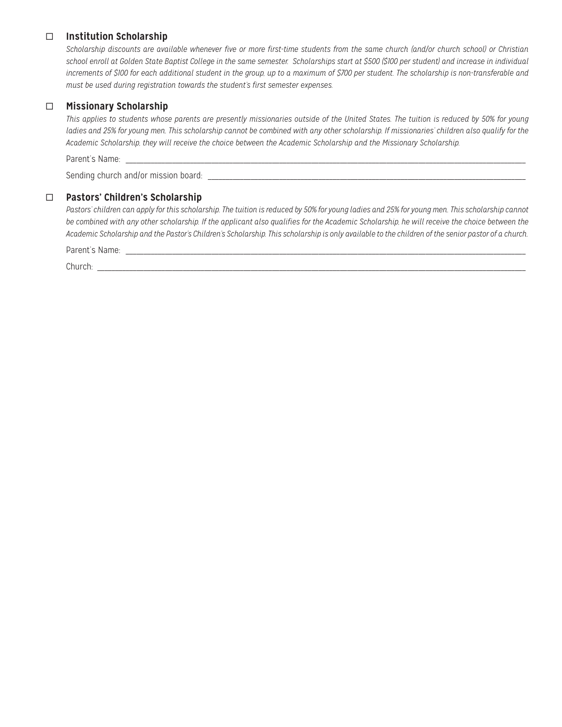☐ **Institution Scholarship**

*Scholarship discounts are available whenever five or more first-time students from the same church (and/or church school) or Christian school enroll at Golden State Baptist College in the same semester. Scholarships start at $500 ($100 per student) and increase in individual increments of $100 for each additional student in the group, up to a maximum of $700 per student. The scholarship is non-transferable and must be used during registration towards the student's first semester expenses.*

☐ **Missionary Scholarship**

*This applies to students whose parents are presently missionaries outside of the United States. The tuition is reduced by 50% for young ladies and 25% for young men. This scholarship cannot be combined with any other scholarship. If missionaries' children also qualify for the Academic Scholarship, they will receive the choice between the Academic Scholarship and the Missionary Scholarship.*

Parent's Name: ______________________________________________

Sending church and/or mission board: ______________________________________________

☐ **Pastors' Children's Scholarship**

*Pastors' children can apply for this scholarship. The tuition is reduced by 50% for young ladies and 25% for young men. This scholarship cannot be combined with any other scholarship. If the applicant also qualifies for the Academic Scholarship, he will receive the choice between the Academic Scholarship and the Pastor's Children's Scholarship. This scholarship is only available to the children of the senior pastor of a church.*

Parent's Name: ______________________________________________

Church: ______________________________________________